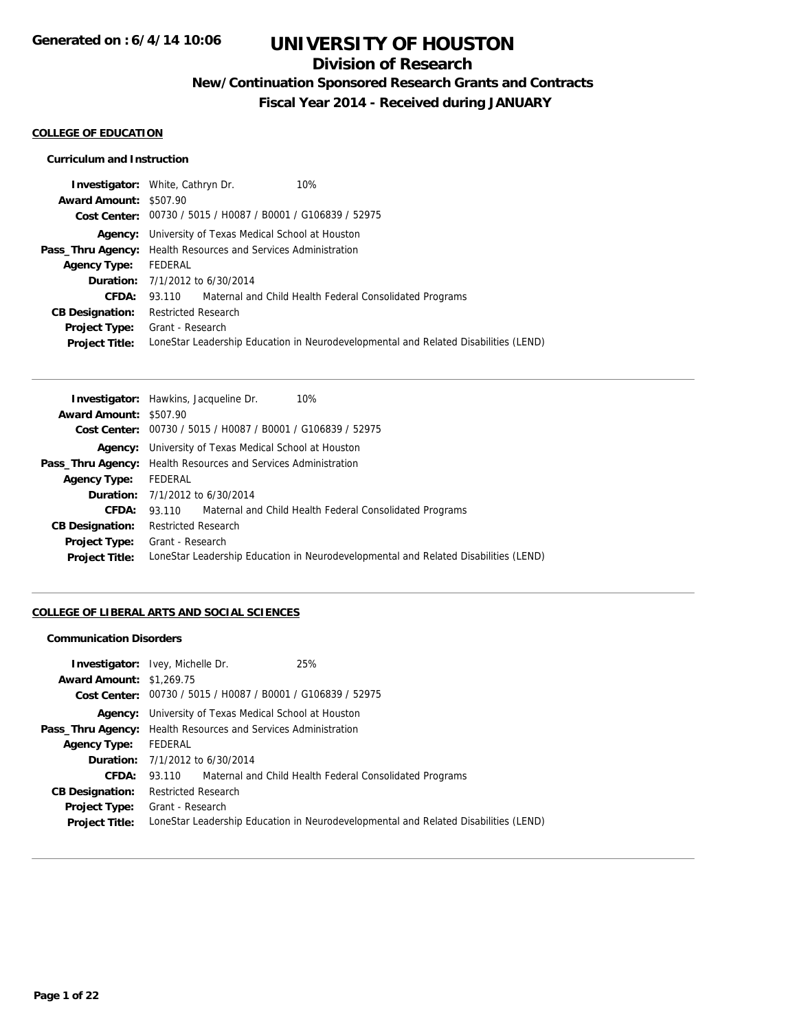**Generated on : 6/4/14 10:06**

# UNIVERSITY OF HOUSTON

## Division of Research

### New/Continuation Sponsored Research Grants and Contracts

### Fiscal Year 2014 - Received during JANUARY

#### COLLEGE OF EDUCATION

##### Curriculum and Instruction

**Investigator:** White, Cathryn Dr. 10%
**Award Amount:** $507.90
**Cost Center:** 00730 / 5015 / H0087 / B0001 / G106839 / 52975
**Agency:** University of Texas Medical School at Houston
**Pass_Thru Agency:** Health Resources and Services Administration
**Agency Type:** FEDERAL
**Duration:** 7/1/2012 to 6/30/2014
**CFDA:** 93.110 Maternal and Child Health Federal Consolidated Programs
**CB Designation:** Restricted Research
**Project Type:** Grant - Research
**Project Title:** LoneStar Leadership Education in Neurodevelopmental and Related Disabilities (LEND)

---

**Investigator:** Hawkins, Jacqueline Dr. 10%
**Award Amount:** $507.90
**Cost Center:** 00730 / 5015 / H0087 / B0001 / G106839 / 52975
**Agency:** University of Texas Medical School at Houston
**Pass_Thru Agency:** Health Resources and Services Administration
**Agency Type:** FEDERAL
**Duration:** 7/1/2012 to 6/30/2014
**CFDA:** 93.110 Maternal and Child Health Federal Consolidated Programs
**CB Designation:** Restricted Research
**Project Type:** Grant - Research
**Project Title:** LoneStar Leadership Education in Neurodevelopmental and Related Disabilities (LEND)

---

#### COLLEGE OF LIBERAL ARTS AND SOCIAL SCIENCES

##### Communication Disorders

**Investigator:** Ivey, Michelle Dr. 25%
**Award Amount:** $1,269.75
**Cost Center:** 00730 / 5015 / H0087 / B0001 / G106839 / 52975
**Agency:** University of Texas Medical School at Houston
**Pass_Thru Agency:** Health Resources and Services Administration
**Agency Type:** FEDERAL
**Duration:** 7/1/2012 to 6/30/2014
**CFDA:** 93.110 Maternal and Child Health Federal Consolidated Programs
**CB Designation:** Restricted Research
**Project Type:** Grant - Research
**Project Title:** LoneStar Leadership Education in Neurodevelopmental and Related Disabilities (LEND)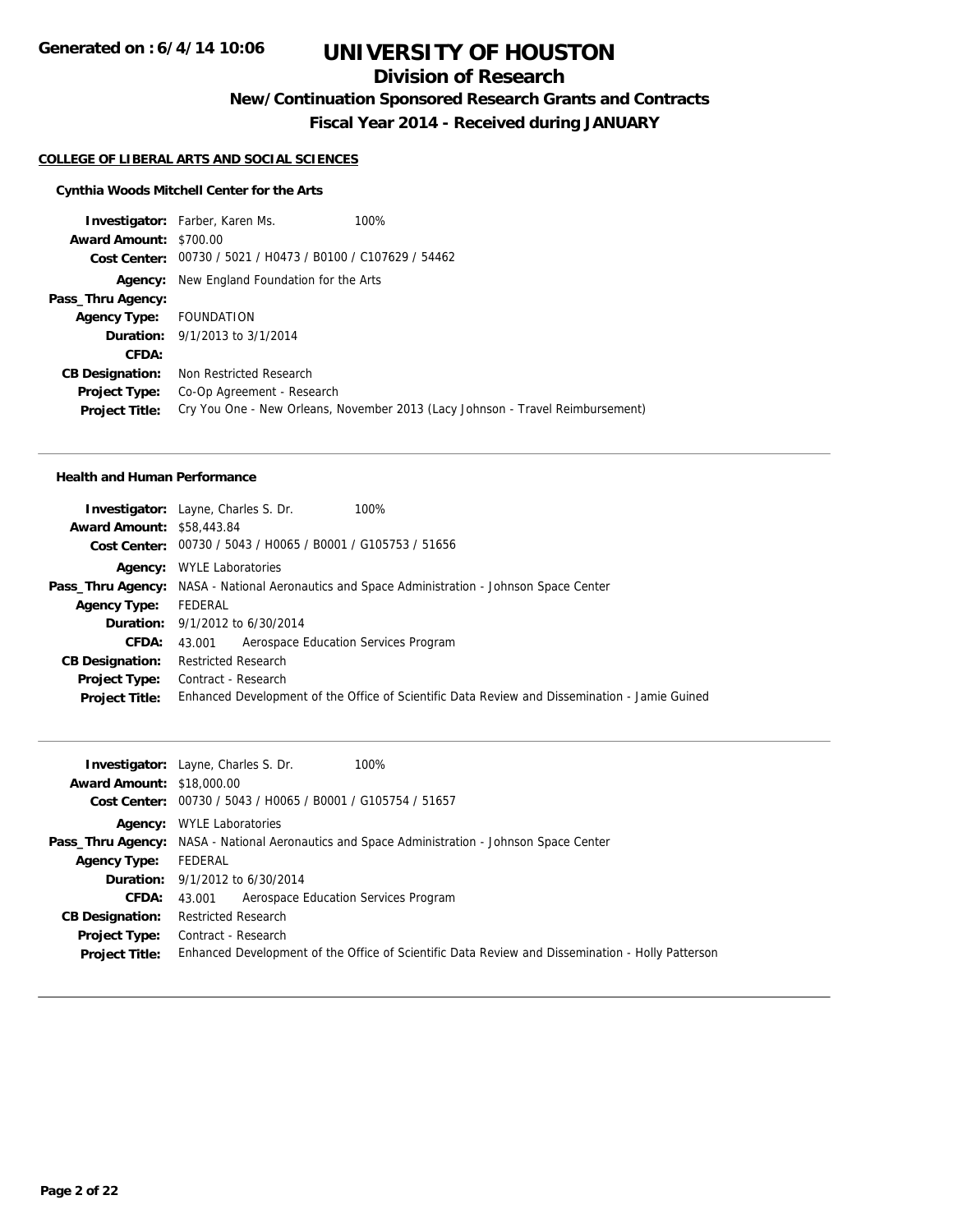# UNIVERSITY OF HOUSTON

## Division of Research

### New/Continuation Sponsored Research Grants and Contracts

### Fiscal Year 2014 - Received during JANUARY

Generated on : 6/4/14 10:06

**COLLEGE OF LIBERAL ARTS AND SOCIAL SCIENCES**

**Cynthia Woods Mitchell Center for the Arts**

**Investigator:** Farber, Karen Ms. 100%
**Award Amount:** $700.00
**Cost Center:** 00730 / 5021 / H0473 / B0100 / C107629 / 54462
**Agency:** New England Foundation for the Arts
**Pass_Thru Agency:**
**Agency Type:** FOUNDATION
**Duration:** 9/1/2013 to 3/1/2014
**CFDA:**
**CB Designation:** Non Restricted Research
**Project Type:** Co-Op Agreement - Research
**Project Title:** Cry You One - New Orleans, November 2013 (Lacy Johnson - Travel Reimbursement)

---

**Health and Human Performance**

**Investigator:** Layne, Charles S. Dr. 100%
**Award Amount:** $58,443.84
**Cost Center:** 00730 / 5043 / H0065 / B0001 / G105753 / 51656
**Agency:** WYLE Laboratories
**Pass_Thru Agency:** NASA - National Aeronautics and Space Administration - Johnson Space Center
**Agency Type:** FEDERAL
**Duration:** 9/1/2012 to 6/30/2014
**CFDA:** 43.001 Aerospace Education Services Program
**CB Designation:** Restricted Research
**Project Type:** Contract - Research
**Project Title:** Enhanced Development of the Office of Scientific Data Review and Dissemination - Jamie Guined

---

**Investigator:** Layne, Charles S. Dr. 100%
**Award Amount:** $18,000.00
**Cost Center:** 00730 / 5043 / H0065 / B0001 / G105754 / 51657
**Agency:** WYLE Laboratories
**Pass_Thru Agency:** NASA - National Aeronautics and Space Administration - Johnson Space Center
**Agency Type:** FEDERAL
**Duration:** 9/1/2012 to 6/30/2014
**CFDA:** 43.001 Aerospace Education Services Program
**CB Designation:** Restricted Research
**Project Type:** Contract - Research
**Project Title:** Enhanced Development of the Office of Scientific Data Review and Dissemination - Holly Patterson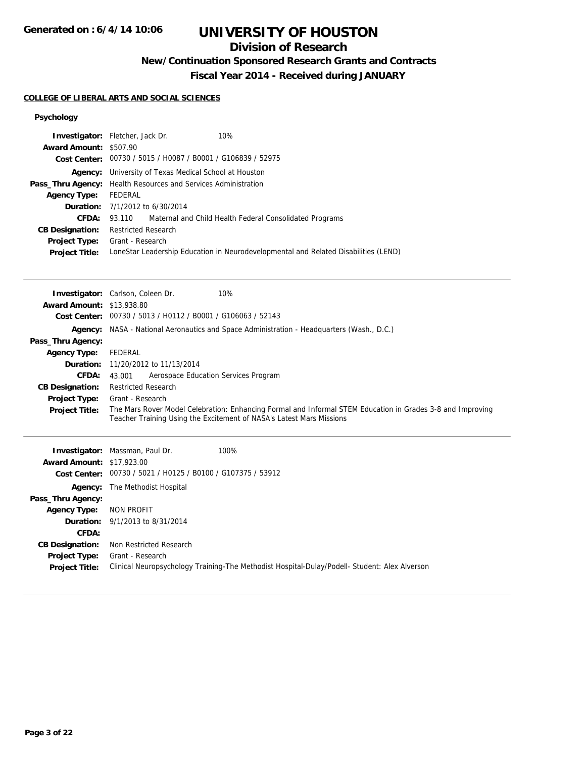# UNIVERSITY OF HOUSTON

## Division of Research

### New/Continuation Sponsored Research Grants and Contracts

### Fiscal Year 2014 - Received during JANUARY

**COLLEGE OF LIBERAL ARTS AND SOCIAL SCIENCES**

**Psychology**

**Investigator:** Fletcher, Jack Dr. 10%
**Award Amount:** $507.90
**Cost Center:** 00730 / 5015 / H0087 / B0001 / G106839 / 52975
**Agency:** University of Texas Medical School at Houston
**Pass_Thru Agency:** Health Resources and Services Administration
**Agency Type:** FEDERAL
**Duration:** 7/1/2012 to 6/30/2014
**CFDA:** 93.110 Maternal and Child Health Federal Consolidated Programs
**CB Designation:** Restricted Research
**Project Type:** Grant - Research
**Project Title:** LoneStar Leadership Education in Neurodevelopmental and Related Disabilities (LEND)

---

**Investigator:** Carlson, Coleen Dr. 10%
**Award Amount:** $13,938.80
**Cost Center:** 00730 / 5013 / H0112 / B0001 / G106063 / 52143
**Agency:** NASA - National Aeronautics and Space Administration - Headquarters (Wash., D.C.)
**Pass_Thru Agency:**
**Agency Type:** FEDERAL
**Duration:** 11/20/2012 to 11/13/2014
**CFDA:** 43.001 Aerospace Education Services Program
**CB Designation:** Restricted Research
**Project Type:** Grant - Research
**Project Title:** The Mars Rover Model Celebration: Enhancing Formal and Informal STEM Education in Grades 3-8 and Improving Teacher Training Using the Excitement of NASA's Latest Mars Missions

---

**Investigator:** Massman, Paul Dr. 100%
**Award Amount:** $17,923.00
**Cost Center:** 00730 / 5021 / H0125 / B0100 / G107375 / 53912
**Agency:** The Methodist Hospital
**Pass_Thru Agency:**
**Agency Type:** NON PROFIT
**Duration:** 9/1/2013 to 8/31/2014
**CFDA:**
**CB Designation:** Non Restricted Research
**Project Type:** Grant - Research
**Project Title:** Clinical Neuropsychology Training-The Methodist Hospital-Dulay/Podell- Student: Alex Alverson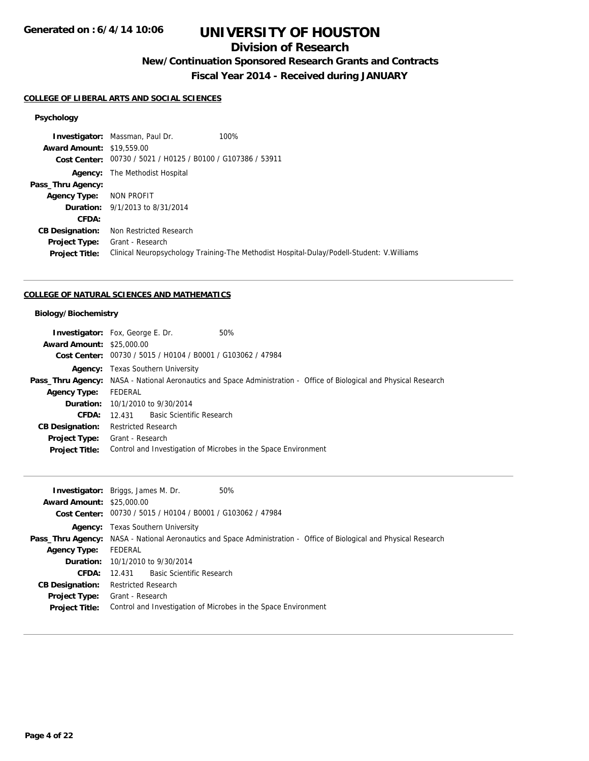# UNIVERSITY OF HOUSTON

## Division of Research

### New/Continuation Sponsored Research Grants and Contracts

### Fiscal Year 2014 - Received during JANUARY

Generated on : 6/4/14 10:06

#### COLLEGE OF LIBERAL ARTS AND SOCIAL SCIENCES

**Psychology**

**Investigator:** Massman, Paul Dr. 100%
**Award Amount:** $19,559.00
**Cost Center:** 00730 / 5021 / H0125 / B0100 / G107386 / 53911
**Agency:** The Methodist Hospital
**Pass_Thru Agency:**
**Agency Type:** NON PROFIT
**Duration:** 9/1/2013 to 8/31/2014
**CFDA:**
**CB Designation:** Non Restricted Research
**Project Type:** Grant - Research
**Project Title:** Clinical Neuropsychology Training-The Methodist Hospital-Dulay/Podell-Student: V.Williams

---

#### COLLEGE OF NATURAL SCIENCES AND MATHEMATICS

**Biology/Biochemistry**

**Investigator:** Fox, George E. Dr. 50%
**Award Amount:** $25,000.00
**Cost Center:** 00730 / 5015 / H0104 / B0001 / G103062 / 47984
**Agency:** Texas Southern University
**Pass_Thru Agency:** NASA - National Aeronautics and Space Administration - Office of Biological and Physical Research
**Agency Type:** FEDERAL
**Duration:** 10/1/2010 to 9/30/2014
**CFDA:** 12.431 Basic Scientific Research
**CB Designation:** Restricted Research
**Project Type:** Grant - Research
**Project Title:** Control and Investigation of Microbes in the Space Environment

---

**Investigator:** Briggs, James M. Dr. 50%
**Award Amount:** $25,000.00
**Cost Center:** 00730 / 5015 / H0104 / B0001 / G103062 / 47984
**Agency:** Texas Southern University
**Pass_Thru Agency:** NASA - National Aeronautics and Space Administration - Office of Biological and Physical Research
**Agency Type:** FEDERAL
**Duration:** 10/1/2010 to 9/30/2014
**CFDA:** 12.431 Basic Scientific Research
**CB Designation:** Restricted Research
**Project Type:** Grant - Research
**Project Title:** Control and Investigation of Microbes in the Space Environment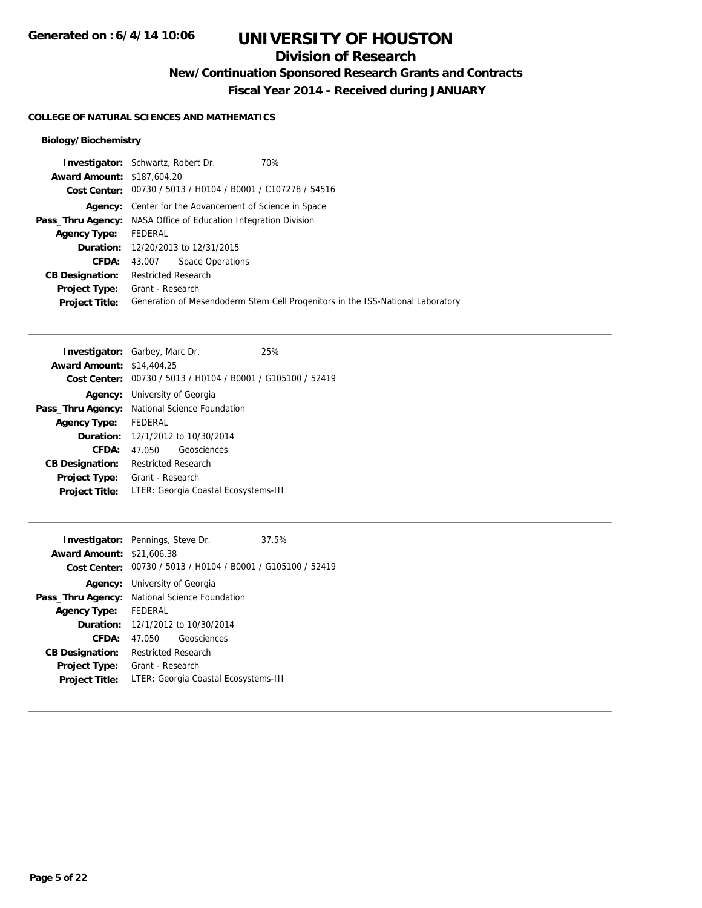# UNIVERSITY OF HOUSTON

## Division of Research

### New/Continuation Sponsored Research Grants and Contracts

### Fiscal Year 2014 - Received during JANUARY

Generated on : 6/4/14 10:06

**COLLEGE OF NATURAL SCIENCES AND MATHEMATICS**

**Biology/Biochemistry**

**Investigator:** Schwartz, Robert Dr. 70%
**Award Amount:** $187,604.20
**Cost Center:** 00730 / 5013 / H0104 / B0001 / C107278 / 54516
**Agency:** Center for the Advancement of Science in Space
**Pass_Thru Agency:** NASA Office of Education Integration Division
**Agency Type:** FEDERAL
**Duration:** 12/20/2013 to 12/31/2015
**CFDA:** 43.007 Space Operations
**CB Designation:** Restricted Research
**Project Type:** Grant - Research
**Project Title:** Generation of Mesendoderm Stem Cell Progenitors in the ISS-National Laboratory

---

**Investigator:** Garbey, Marc Dr. 25%
**Award Amount:** $14,404.25
**Cost Center:** 00730 / 5013 / H0104 / B0001 / G105100 / 52419
**Agency:** University of Georgia
**Pass_Thru Agency:** National Science Foundation
**Agency Type:** FEDERAL
**Duration:** 12/1/2012 to 10/30/2014
**CFDA:** 47.050 Geosciences
**CB Designation:** Restricted Research
**Project Type:** Grant - Research
**Project Title:** LTER: Georgia Coastal Ecosystems-III

---

**Investigator:** Pennings, Steve Dr. 37.5%
**Award Amount:** $21,606.38
**Cost Center:** 00730 / 5013 / H0104 / B0001 / G105100 / 52419
**Agency:** University of Georgia
**Pass_Thru Agency:** National Science Foundation
**Agency Type:** FEDERAL
**Duration:** 12/1/2012 to 10/30/2014
**CFDA:** 47.050 Geosciences
**CB Designation:** Restricted Research
**Project Type:** Grant - Research
**Project Title:** LTER: Georgia Coastal Ecosystems-III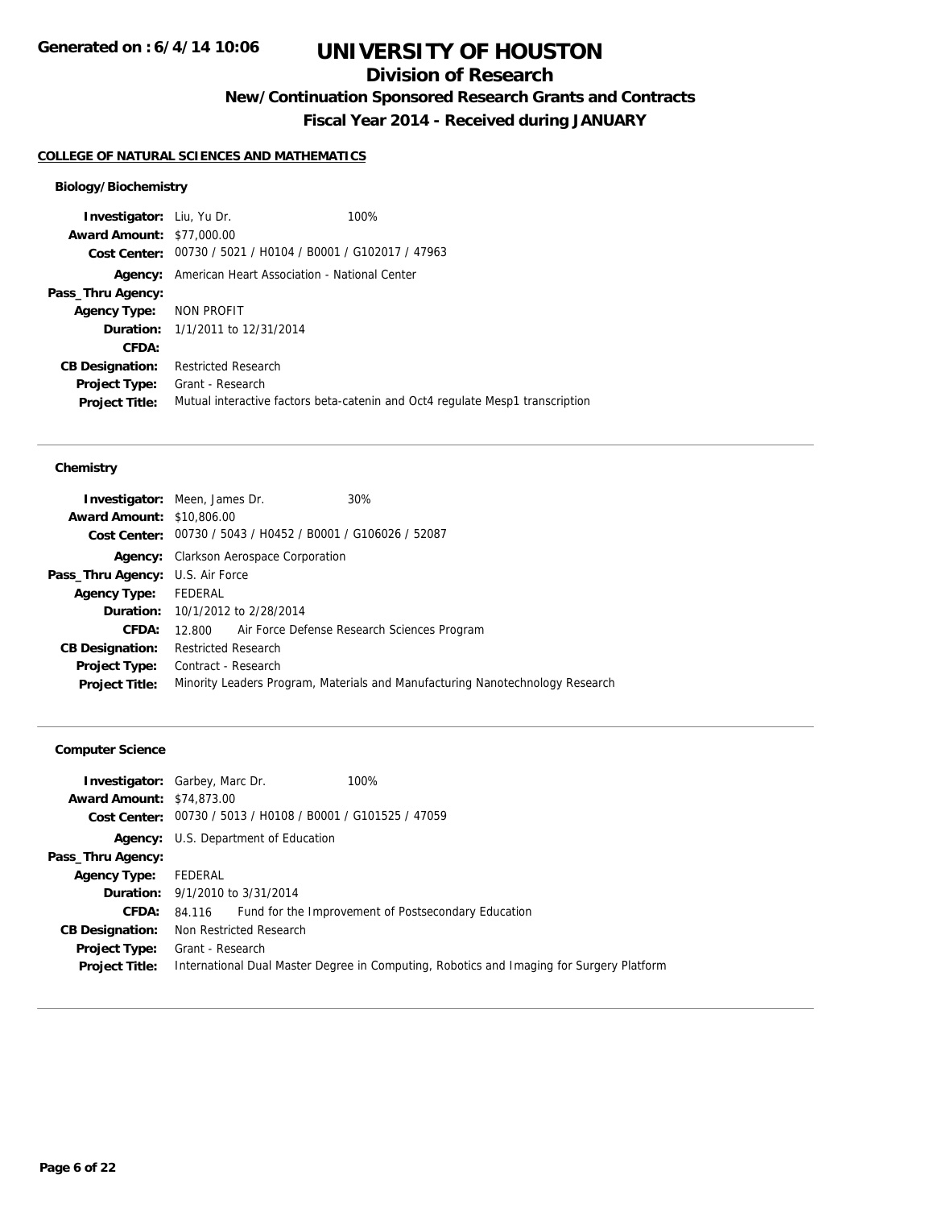**Generated on : 6/4/14 10:06**

# UNIVERSITY OF HOUSTON

## Division of Research

### New/Continuation Sponsored Research Grants and Contracts

### Fiscal Year 2014 - Received during JANUARY

**COLLEGE OF NATURAL SCIENCES AND MATHEMATICS**

#### Biology/Biochemistry

**Investigator:** Liu, Yu Dr. 100%
**Award Amount:** $77,000.00
**Cost Center:** 00730 / 5021 / H0104 / B0001 / G102017 / 47963
**Agency:** American Heart Association - National Center
**Pass_Thru Agency:**
**Agency Type:** NON PROFIT
**Duration:** 1/1/2011 to 12/31/2014
**CFDA:**
**CB Designation:** Restricted Research
**Project Type:** Grant - Research
**Project Title:** Mutual interactive factors beta-catenin and Oct4 regulate Mesp1 transcription

---

#### Chemistry

**Investigator:** Meen, James Dr. 30%
**Award Amount:** $10,806.00
**Cost Center:** 00730 / 5043 / H0452 / B0001 / G106026 / 52087
**Agency:** Clarkson Aerospace Corporation
**Pass_Thru Agency:** U.S. Air Force
**Agency Type:** FEDERAL
**Duration:** 10/1/2012 to 2/28/2014
**CFDA:** 12.800 Air Force Defense Research Sciences Program
**CB Designation:** Restricted Research
**Project Type:** Contract - Research
**Project Title:** Minority Leaders Program, Materials and Manufacturing Nanotechnology Research

---

#### Computer Science

**Investigator:** Garbey, Marc Dr. 100%
**Award Amount:** $74,873.00
**Cost Center:** 00730 / 5013 / H0108 / B0001 / G101525 / 47059
**Agency:** U.S. Department of Education
**Pass_Thru Agency:**
**Agency Type:** FEDERAL
**Duration:** 9/1/2010 to 3/31/2014
**CFDA:** 84.116 Fund for the Improvement of Postsecondary Education
**CB Designation:** Non Restricted Research
**Project Type:** Grant - Research
**Project Title:** International Dual Master Degree in Computing, Robotics and Imaging for Surgery Platform

---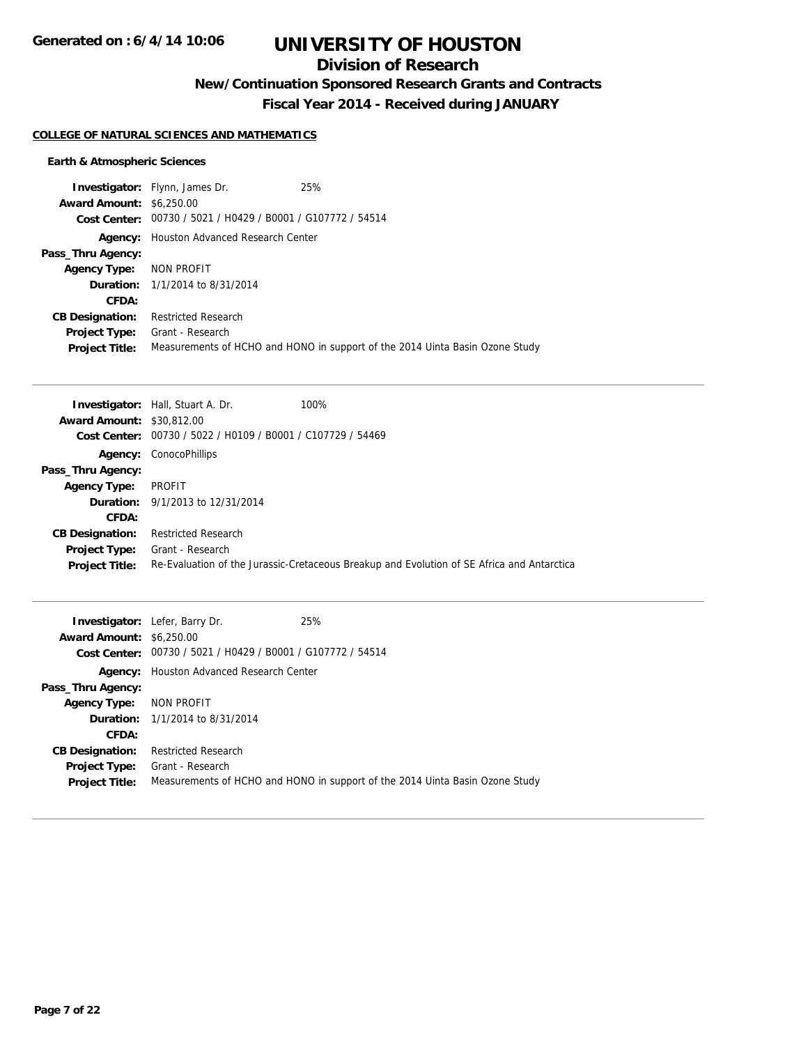# UNIVERSITY OF HOUSTON

## Division of Research

### New/Continuation Sponsored Research Grants and Contracts

### Fiscal Year 2014 - Received during JANUARY

**COLLEGE OF NATURAL SCIENCES AND MATHEMATICS**

**Earth & Atmospheric Sciences**

**Investigator:** Flynn, James Dr. 25%
**Award Amount:** $6,250.00
**Cost Center:** 00730 / 5021 / H0429 / B0001 / G107772 / 54514
**Agency:** Houston Advanced Research Center
**Pass_Thru Agency:**
**Agency Type:** NON PROFIT
**Duration:** 1/1/2014 to 8/31/2014
**CFDA:**
**CB Designation:** Restricted Research
**Project Type:** Grant - Research
**Project Title:** Measurements of HCHO and HONO in support of the 2014 Uinta Basin Ozone Study

---

**Investigator:** Hall, Stuart A. Dr. 100%
**Award Amount:** $30,812.00
**Cost Center:** 00730 / 5022 / H0109 / B0001 / C107729 / 54469
**Agency:** ConocoPhillips
**Pass_Thru Agency:**
**Agency Type:** PROFIT
**Duration:** 9/1/2013 to 12/31/2014
**CFDA:**
**CB Designation:** Restricted Research
**Project Type:** Grant - Research
**Project Title:** Re-Evaluation of the Jurassic-Cretaceous Breakup and Evolution of SE Africa and Antarctica

---

**Investigator:** Lefer, Barry Dr. 25%
**Award Amount:** $6,250.00
**Cost Center:** 00730 / 5021 / H0429 / B0001 / G107772 / 54514
**Agency:** Houston Advanced Research Center
**Pass_Thru Agency:**
**Agency Type:** NON PROFIT
**Duration:** 1/1/2014 to 8/31/2014
**CFDA:**
**CB Designation:** Restricted Research
**Project Type:** Grant - Research
**Project Title:** Measurements of HCHO and HONO in support of the 2014 Uinta Basin Ozone Study

---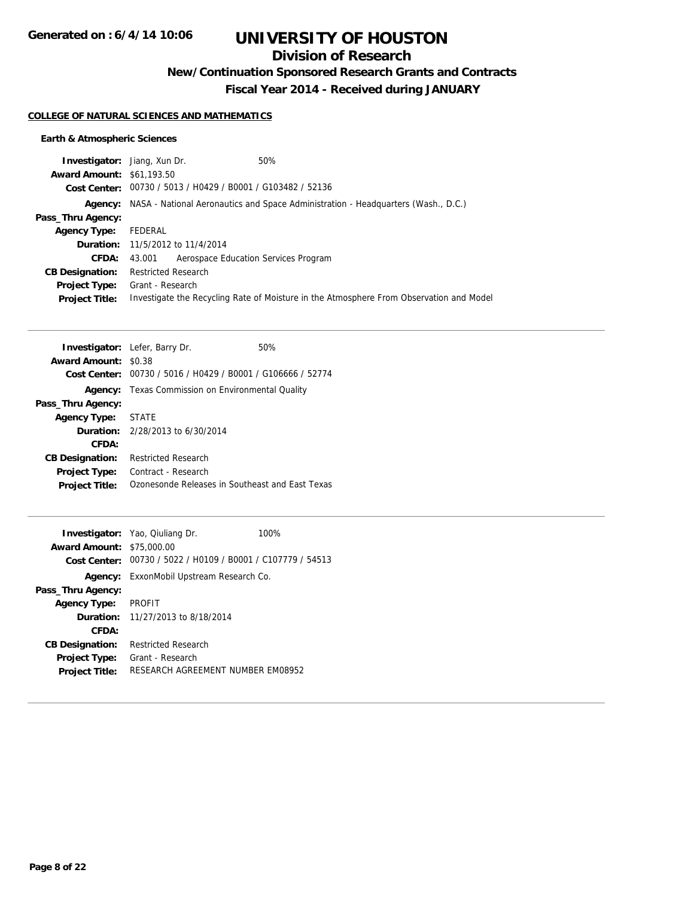# UNIVERSITY OF HOUSTON

## Division of Research

### New/Continuation Sponsored Research Grants and Contracts

### Fiscal Year 2014 - Received during JANUARY

**COLLEGE OF NATURAL SCIENCES AND MATHEMATICS**

**Earth & Atmospheric Sciences**

**Investigator:** Jiang, Xun Dr. 50%
**Award Amount:** $61,193.50
**Cost Center:** 00730 / 5013 / H0429 / B0001 / G103482 / 52136
**Agency:** NASA - National Aeronautics and Space Administration - Headquarters (Wash., D.C.)
**Pass_Thru Agency:**
**Agency Type:** FEDERAL
**Duration:** 11/5/2012 to 11/4/2014
**CFDA:** 43.001 Aerospace Education Services Program
**CB Designation:** Restricted Research
**Project Type:** Grant - Research
**Project Title:** Investigate the Recycling Rate of Moisture in the Atmosphere From Observation and Model

---

**Investigator:** Lefer, Barry Dr. 50%
**Award Amount:** $0.38
**Cost Center:** 00730 / 5016 / H0429 / B0001 / G106666 / 52774
**Agency:** Texas Commission on Environmental Quality
**Pass_Thru Agency:**
**Agency Type:** STATE
**Duration:** 2/28/2013 to 6/30/2014
**CFDA:**
**CB Designation:** Restricted Research
**Project Type:** Contract - Research
**Project Title:** Ozonesonde Releases in Southeast and East Texas

---

**Investigator:** Yao, Qiuliang Dr. 100%
**Award Amount:** $75,000.00
**Cost Center:** 00730 / 5022 / H0109 / B0001 / C107779 / 54513
**Agency:** ExxonMobil Upstream Research Co.
**Pass_Thru Agency:**
**Agency Type:** PROFIT
**Duration:** 11/27/2013 to 8/18/2014
**CFDA:**
**CB Designation:** Restricted Research
**Project Type:** Grant - Research
**Project Title:** RESEARCH AGREEMENT NUMBER EM08952

---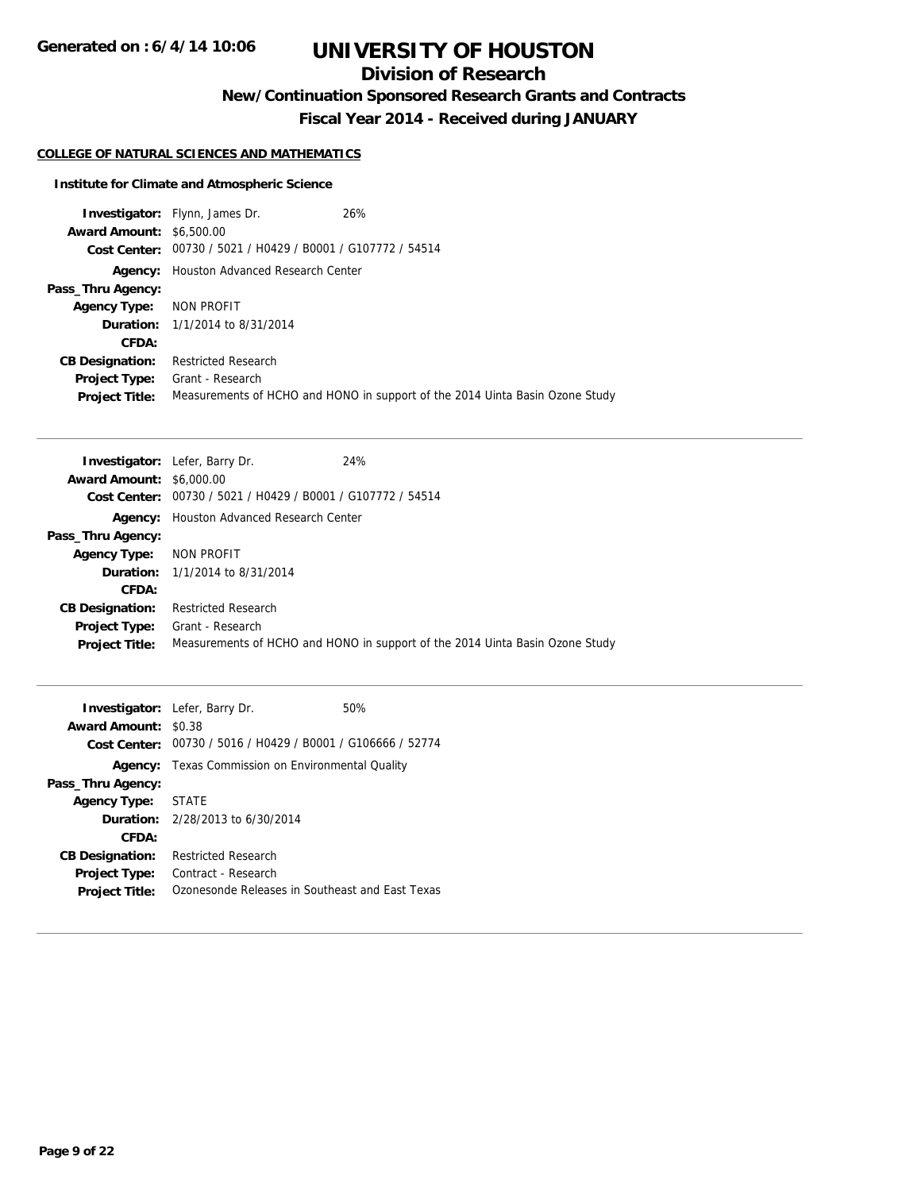# UNIVERSITY OF HOUSTON

## Division of Research

### New/Continuation Sponsored Research Grants and Contracts

### Fiscal Year 2014 - Received during JANUARY

**Generated on : 6/4/14 10:06**

#### COLLEGE OF NATURAL SCIENCES AND MATHEMATICS

##### Institute for Climate and Atmospheric Science

**Investigator:** Flynn, James Dr. 26%
**Award Amount:** \$6,500.00
**Cost Center:** 00730 / 5021 / H0429 / B0001 / G107772 / 54514
**Agency:** Houston Advanced Research Center
**Pass_Thru Agency:**
**Agency Type:** NON PROFIT
**Duration:** 1/1/2014 to 8/31/2014
**CFDA:**
**CB Designation:** Restricted Research
**Project Type:** Grant - Research
**Project Title:** Measurements of HCHO and HONO in support of the 2014 Uinta Basin Ozone Study

---

**Investigator:** Lefer, Barry Dr. 24%
**Award Amount:** \$6,000.00
**Cost Center:** 00730 / 5021 / H0429 / B0001 / G107772 / 54514
**Agency:** Houston Advanced Research Center
**Pass_Thru Agency:**
**Agency Type:** NON PROFIT
**Duration:** 1/1/2014 to 8/31/2014
**CFDA:**
**CB Designation:** Restricted Research
**Project Type:** Grant - Research
**Project Title:** Measurements of HCHO and HONO in support of the 2014 Uinta Basin Ozone Study

---

**Investigator:** Lefer, Barry Dr. 50%
**Award Amount:** \$0.38
**Cost Center:** 00730 / 5016 / H0429 / B0001 / G106666 / 52774
**Agency:** Texas Commission on Environmental Quality
**Pass_Thru Agency:**
**Agency Type:** STATE
**Duration:** 2/28/2013 to 6/30/2014
**CFDA:**
**CB Designation:** Restricted Research
**Project Type:** Contract - Research
**Project Title:** Ozonesonde Releases in Southeast and East Texas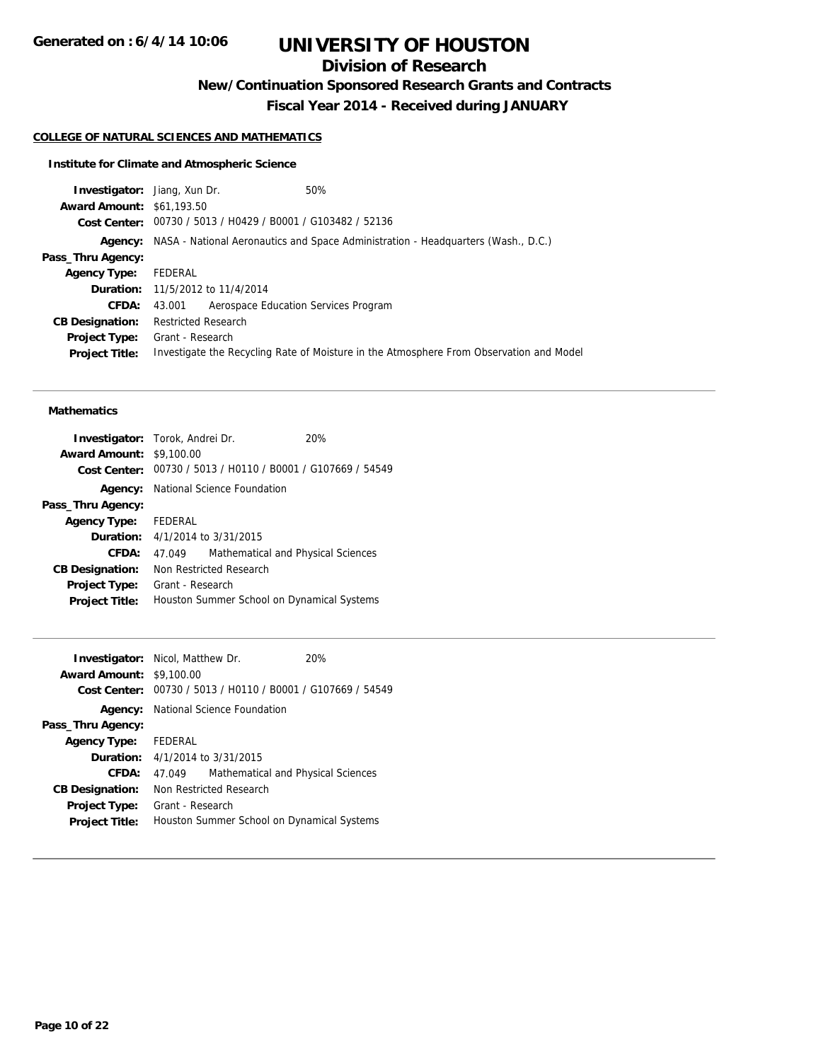# UNIVERSITY OF HOUSTON

## Division of Research

### New/Continuation Sponsored Research Grants and Contracts

### Fiscal Year 2014 - Received during JANUARY

Generated on : 6/4/14 10:06

**COLLEGE OF NATURAL SCIENCES AND MATHEMATICS**

**Institute for Climate and Atmospheric Science**

**Investigator:** Jiang, Xun Dr. 50%
**Award Amount:** $61,193.50
**Cost Center:** 00730 / 5013 / H0429 / B0001 / G103482 / 52136
**Agency:** NASA - National Aeronautics and Space Administration - Headquarters (Wash., D.C.)
**Pass_Thru Agency:**
**Agency Type:** FEDERAL
**Duration:** 11/5/2012 to 11/4/2014
**CFDA:** 43.001 Aerospace Education Services Program
**CB Designation:** Restricted Research
**Project Type:** Grant - Research
**Project Title:** Investigate the Recycling Rate of Moisture in the Atmosphere From Observation and Model

---

**Mathematics**

**Investigator:** Torok, Andrei Dr. 20%
**Award Amount:** $9,100.00
**Cost Center:** 00730 / 5013 / H0110 / B0001 / G107669 / 54549
**Agency:** National Science Foundation
**Pass_Thru Agency:**
**Agency Type:** FEDERAL
**Duration:** 4/1/2014 to 3/31/2015
**CFDA:** 47.049 Mathematical and Physical Sciences
**CB Designation:** Non Restricted Research
**Project Type:** Grant - Research
**Project Title:** Houston Summer School on Dynamical Systems

---

**Investigator:** Nicol, Matthew Dr. 20%
**Award Amount:** $9,100.00
**Cost Center:** 00730 / 5013 / H0110 / B0001 / G107669 / 54549
**Agency:** National Science Foundation
**Pass_Thru Agency:**
**Agency Type:** FEDERAL
**Duration:** 4/1/2014 to 3/31/2015
**CFDA:** 47.049 Mathematical and Physical Sciences
**CB Designation:** Non Restricted Research
**Project Type:** Grant - Research
**Project Title:** Houston Summer School on Dynamical Systems

---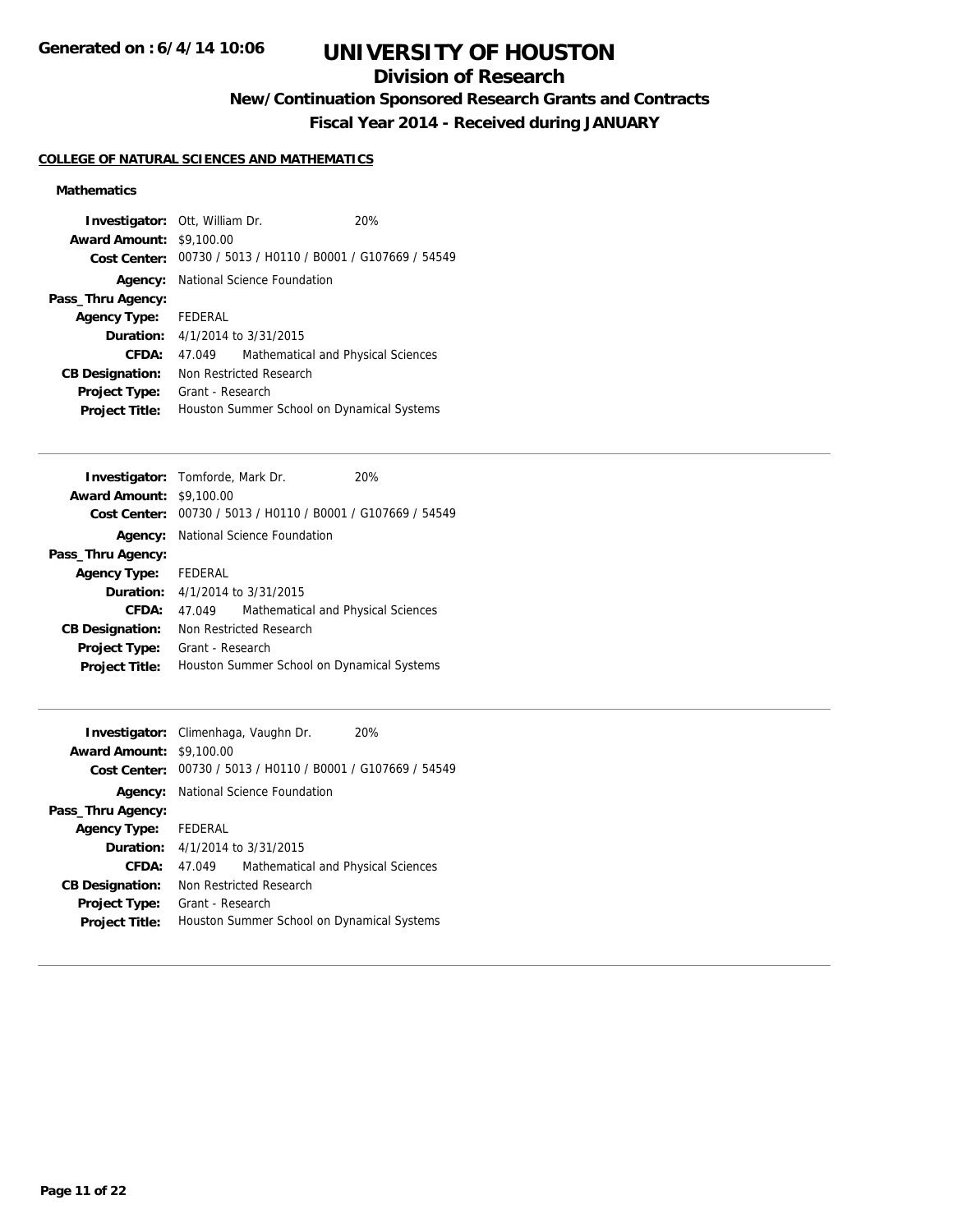# UNIVERSITY OF HOUSTON

## Division of Research

### New/Continuation Sponsored Research Grants and Contracts

### Fiscal Year 2014 - Received during JANUARY

**COLLEGE OF NATURAL SCIENCES AND MATHEMATICS**

**Mathematics**

**Investigator:** Ott, William Dr. 20%
**Award Amount:** $9,100.00
**Cost Center:** 00730 / 5013 / H0110 / B0001 / G107669 / 54549
**Agency:** National Science Foundation
**Pass_Thru Agency:**
**Agency Type:** FEDERAL
**Duration:** 4/1/2014 to 3/31/2015
**CFDA:** 47.049 Mathematical and Physical Sciences
**CB Designation:** Non Restricted Research
**Project Type:** Grant - Research
**Project Title:** Houston Summer School on Dynamical Systems

---

**Investigator:** Tomforde, Mark Dr. 20%
**Award Amount:** $9,100.00
**Cost Center:** 00730 / 5013 / H0110 / B0001 / G107669 / 54549
**Agency:** National Science Foundation
**Pass_Thru Agency:**
**Agency Type:** FEDERAL
**Duration:** 4/1/2014 to 3/31/2015
**CFDA:** 47.049 Mathematical and Physical Sciences
**CB Designation:** Non Restricted Research
**Project Type:** Grant - Research
**Project Title:** Houston Summer School on Dynamical Systems

---

**Investigator:** Climenhaga, Vaughn Dr. 20%
**Award Amount:** $9,100.00
**Cost Center:** 00730 / 5013 / H0110 / B0001 / G107669 / 54549
**Agency:** National Science Foundation
**Pass_Thru Agency:**
**Agency Type:** FEDERAL
**Duration:** 4/1/2014 to 3/31/2015
**CFDA:** 47.049 Mathematical and Physical Sciences
**CB Designation:** Non Restricted Research
**Project Type:** Grant - Research
**Project Title:** Houston Summer School on Dynamical Systems

---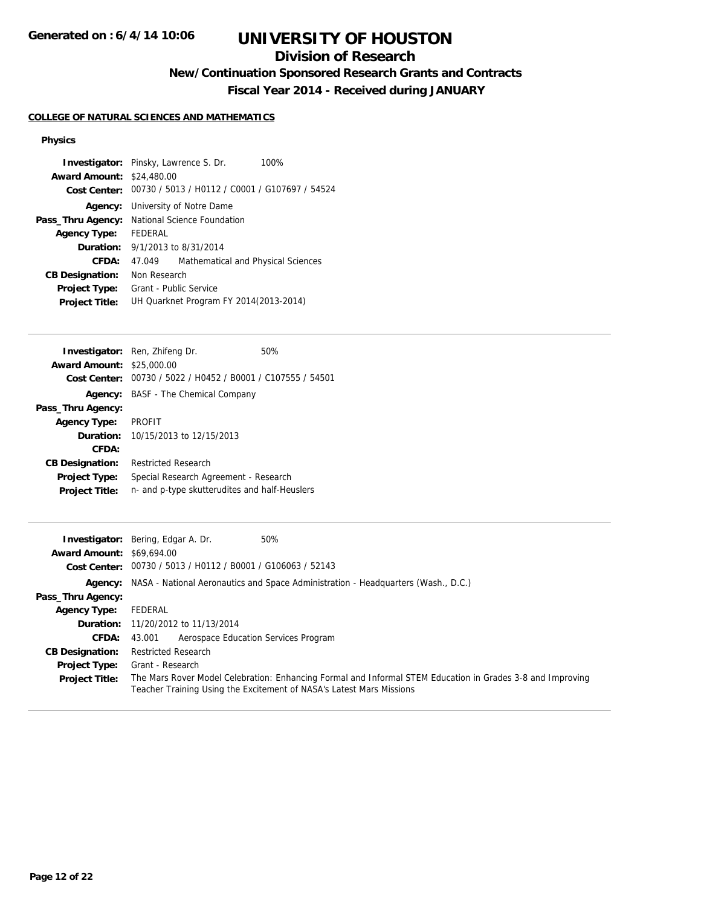# UNIVERSITY OF HOUSTON

## Division of Research

### New/Continuation Sponsored Research Grants and Contracts

### Fiscal Year 2014 - Received during JANUARY

**COLLEGE OF NATURAL SCIENCES AND MATHEMATICS**

**Physics**

**Investigator:** Pinsky, Lawrence S. Dr. 100%
**Award Amount:** $24,480.00
**Cost Center:** 00730 / 5013 / H0112 / C0001 / G107697 / 54524
**Agency:** University of Notre Dame
**Pass_Thru Agency:** National Science Foundation
**Agency Type:** FEDERAL
**Duration:** 9/1/2013 to 8/31/2014
**CFDA:** 47.049 Mathematical and Physical Sciences
**CB Designation:** Non Research
**Project Type:** Grant - Public Service
**Project Title:** UH Quarknet Program FY 2014(2013-2014)

---

**Investigator:** Ren, Zhifeng Dr. 50%
**Award Amount:** $25,000.00
**Cost Center:** 00730 / 5022 / H0452 / B0001 / C107555 / 54501
**Agency:** BASF - The Chemical Company
**Pass_Thru Agency:**
**Agency Type:** PROFIT
**Duration:** 10/15/2013 to 12/15/2013
**CFDA:**
**CB Designation:** Restricted Research
**Project Type:** Special Research Agreement - Research
**Project Title:** n- and p-type skutterudites and half-Heuslers

---

**Investigator:** Bering, Edgar A. Dr. 50%
**Award Amount:** $69,694.00
**Cost Center:** 00730 / 5013 / H0112 / B0001 / G106063 / 52143
**Agency:** NASA - National Aeronautics and Space Administration - Headquarters (Wash., D.C.)
**Pass_Thru Agency:**
**Agency Type:** FEDERAL
**Duration:** 11/20/2012 to 11/13/2014
**CFDA:** 43.001 Aerospace Education Services Program
**CB Designation:** Restricted Research
**Project Type:** Grant - Research
**Project Title:** The Mars Rover Model Celebration: Enhancing Formal and Informal STEM Education in Grades 3-8 and Improving Teacher Training Using the Excitement of NASA's Latest Mars Missions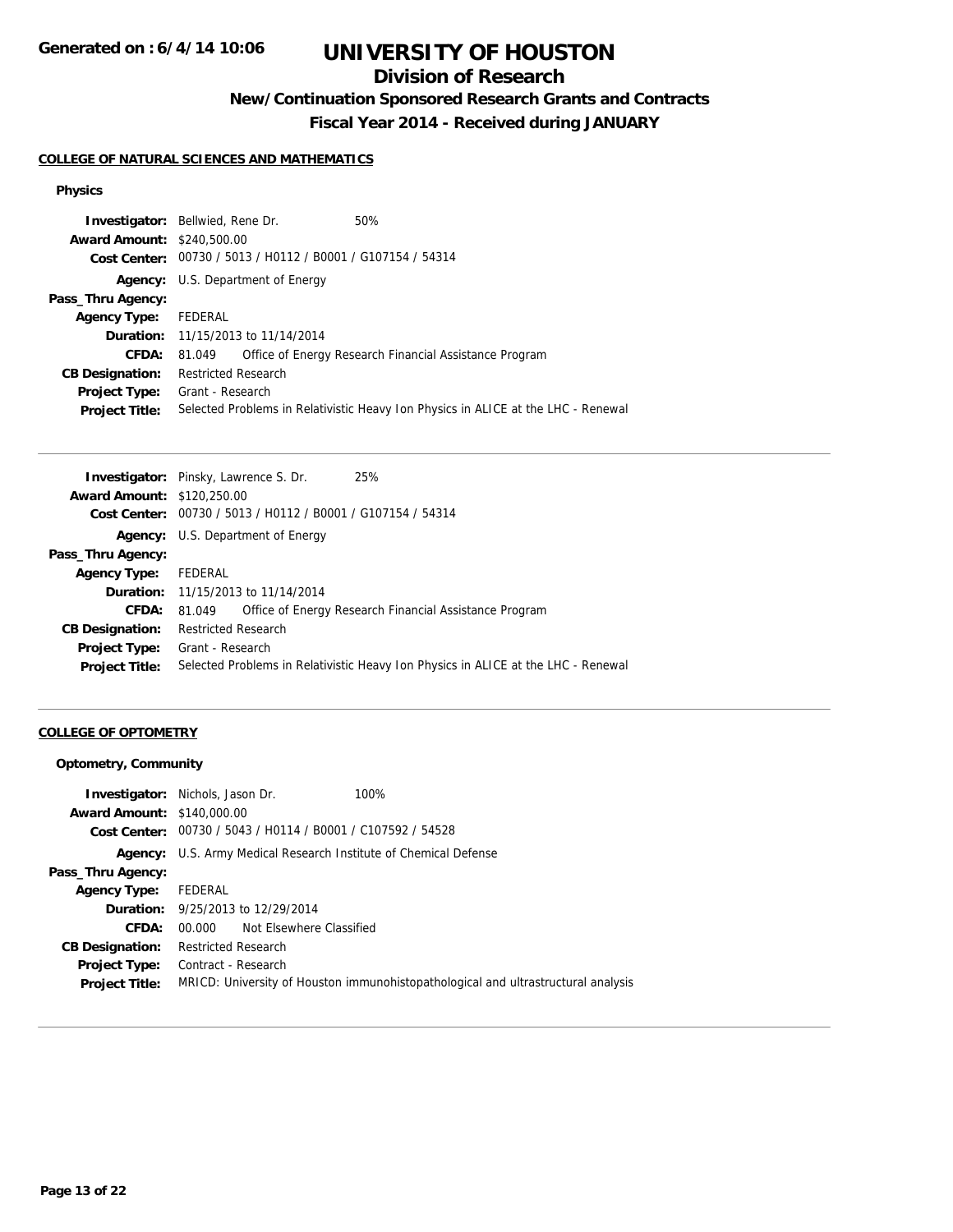# UNIVERSITY OF HOUSTON

## Division of Research

### New/Continuation Sponsored Research Grants and Contracts

### Fiscal Year 2014 - Received during JANUARY

**COLLEGE OF NATURAL SCIENCES AND MATHEMATICS**

**Physics**

| | |
|---|---|
| **Investigator:** | Bellwied, Rene Dr. 50% |
| **Award Amount:** | $240,500.00 |
| **Cost Center:** | 00730 / 5013 / H0112 / B0001 / G107154 / 54314 |
| **Agency:** | U.S. Department of Energy |
| **Pass_Thru Agency:** | |
| **Agency Type:** | FEDERAL |
| **Duration:** | 11/15/2013 to 11/14/2014 |
| **CFDA:** | 81.049 Office of Energy Research Financial Assistance Program |
| **CB Designation:** | Restricted Research |
| **Project Type:** | Grant - Research |
| **Project Title:** | Selected Problems in Relativistic Heavy Ion Physics in ALICE at the LHC - Renewal |

---

| | |
|---|---|
| **Investigator:** | Pinsky, Lawrence S. Dr. 25% |
| **Award Amount:** | $120,250.00 |
| **Cost Center:** | 00730 / 5013 / H0112 / B0001 / G107154 / 54314 |
| **Agency:** | U.S. Department of Energy |
| **Pass_Thru Agency:** | |
| **Agency Type:** | FEDERAL |
| **Duration:** | 11/15/2013 to 11/14/2014 |
| **CFDA:** | 81.049 Office of Energy Research Financial Assistance Program |
| **CB Designation:** | Restricted Research |
| **Project Type:** | Grant - Research |
| **Project Title:** | Selected Problems in Relativistic Heavy Ion Physics in ALICE at the LHC - Renewal |

---

**COLLEGE OF OPTOMETRY**

**Optometry, Community**

| | |
|---|---|
| **Investigator:** | Nichols, Jason Dr. 100% |
| **Award Amount:** | $140,000.00 |
| **Cost Center:** | 00730 / 5043 / H0114 / B0001 / C107592 / 54528 |
| **Agency:** | U.S. Army Medical Research Institute of Chemical Defense |
| **Pass_Thru Agency:** | |
| **Agency Type:** | FEDERAL |
| **Duration:** | 9/25/2013 to 12/29/2014 |
| **CFDA:** | 00.000 Not Elsewhere Classified |
| **CB Designation:** | Restricted Research |
| **Project Type:** | Contract - Research |
| **Project Title:** | MRICD: University of Houston immunohistopathological and ultrastructural analysis |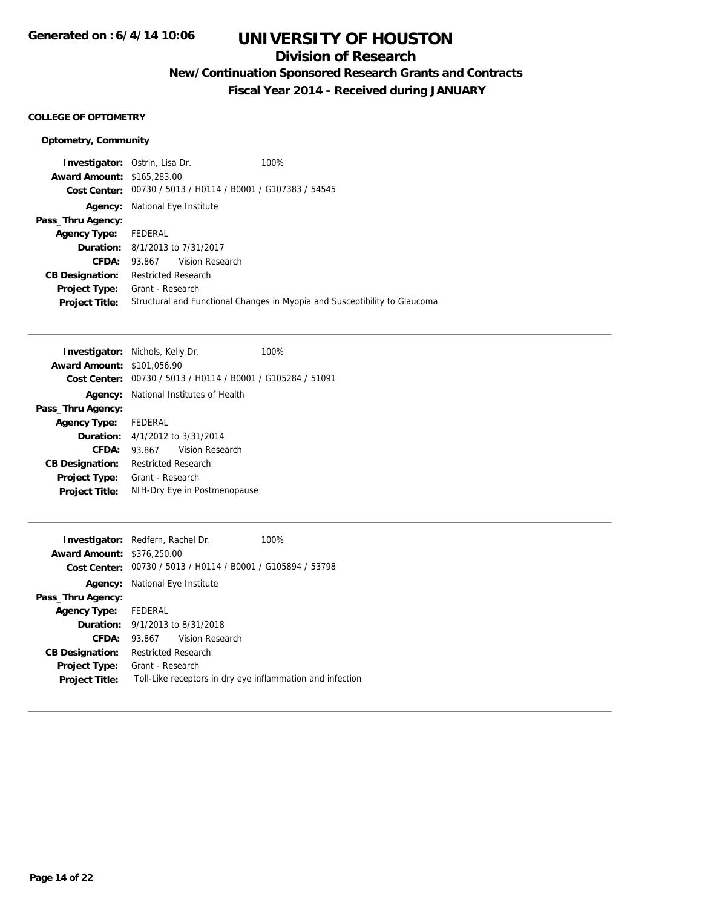# UNIVERSITY OF HOUSTON

## Division of Research

### New/Continuation Sponsored Research Grants and Contracts

### Fiscal Year 2014 - Received during JANUARY

**COLLEGE OF OPTOMETRY**

**Optometry, Community**

**Investigator:** Ostrin, Lisa Dr. 100%
**Award Amount:** $165,283.00
**Cost Center:** 00730 / 5013 / H0114 / B0001 / G107383 / 54545
**Agency:** National Eye Institute
**Pass_Thru Agency:**
**Agency Type:** FEDERAL
**Duration:** 8/1/2013 to 7/31/2017
**CFDA:** 93.867 Vision Research
**CB Designation:** Restricted Research
**Project Type:** Grant - Research
**Project Title:** Structural and Functional Changes in Myopia and Susceptibility to Glaucoma

---

**Investigator:** Nichols, Kelly Dr. 100%
**Award Amount:** $101,056.90
**Cost Center:** 00730 / 5013 / H0114 / B0001 / G105284 / 51091
**Agency:** National Institutes of Health
**Pass_Thru Agency:**
**Agency Type:** FEDERAL
**Duration:** 4/1/2012 to 3/31/2014
**CFDA:** 93.867 Vision Research
**CB Designation:** Restricted Research
**Project Type:** Grant - Research
**Project Title:** NIH-Dry Eye in Postmenopause

---

**Investigator:** Redfern, Rachel Dr. 100%
**Award Amount:** $376,250.00
**Cost Center:** 00730 / 5013 / H0114 / B0001 / G105894 / 53798
**Agency:** National Eye Institute
**Pass_Thru Agency:**
**Agency Type:** FEDERAL
**Duration:** 9/1/2013 to 8/31/2018
**CFDA:** 93.867 Vision Research
**CB Designation:** Restricted Research
**Project Type:** Grant - Research
**Project Title:** Toll-Like receptors in dry eye inflammation and infection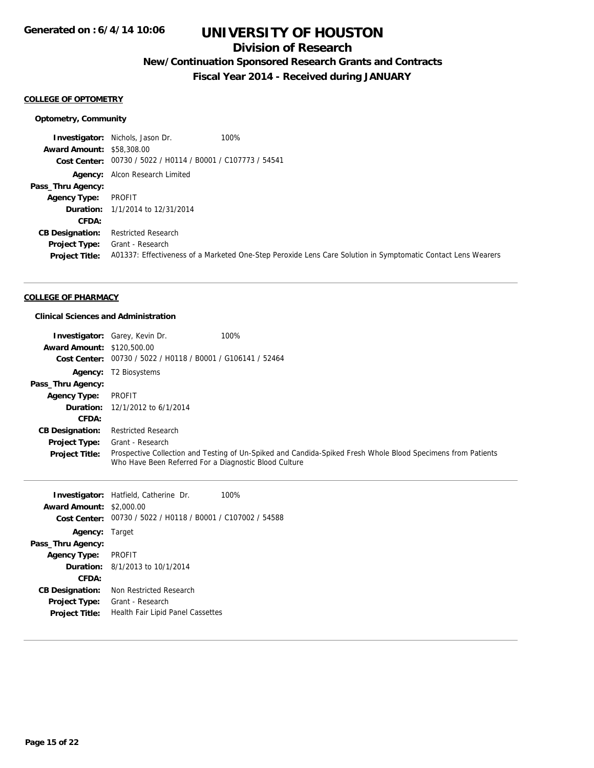# UNIVERSITY OF HOUSTON

## Division of Research

### New/Continuation Sponsored Research Grants and Contracts

### Fiscal Year 2014 - Received during JANUARY

Generated on : 6/4/14 10:06

**COLLEGE OF OPTOMETRY**

**Optometry, Community**

**Investigator:** Nichols, Jason Dr. 100%
**Award Amount:** $58,308.00
**Cost Center:** 00730 / 5022 / H0114 / B0001 / C107773 / 54541
**Agency:** Alcon Research Limited
**Pass_Thru Agency:**
**Agency Type:** PROFIT
**Duration:** 1/1/2014 to 12/31/2014
**CFDA:**
**CB Designation:** Restricted Research
**Project Type:** Grant - Research
**Project Title:** A01337: Effectiveness of a Marketed One-Step Peroxide Lens Care Solution in Symptomatic Contact Lens Wearers

---

**COLLEGE OF PHARMACY**

**Clinical Sciences and Administration**

**Investigator:** Garey, Kevin Dr. 100%
**Award Amount:** $120,500.00
**Cost Center:** 00730 / 5022 / H0118 / B0001 / G106141 / 52464
**Agency:** T2 Biosystems
**Pass_Thru Agency:**
**Agency Type:** PROFIT
**Duration:** 12/1/2012 to 6/1/2014
**CFDA:**
**CB Designation:** Restricted Research
**Project Type:** Grant - Research
**Project Title:** Prospective Collection and Testing of Un-Spiked and Candida-Spiked Fresh Whole Blood Specimens from Patients Who Have Been Referred For a Diagnostic Blood Culture

---

**Investigator:** Hatfield, Catherine Dr. 100%
**Award Amount:** $2,000.00
**Cost Center:** 00730 / 5022 / H0118 / B0001 / C107002 / 54588
**Agency:** Target
**Pass_Thru Agency:**
**Agency Type:** PROFIT
**Duration:** 8/1/2013 to 10/1/2014
**CFDA:**
**CB Designation:** Non Restricted Research
**Project Type:** Grant - Research
**Project Title:** Health Fair Lipid Panel Cassettes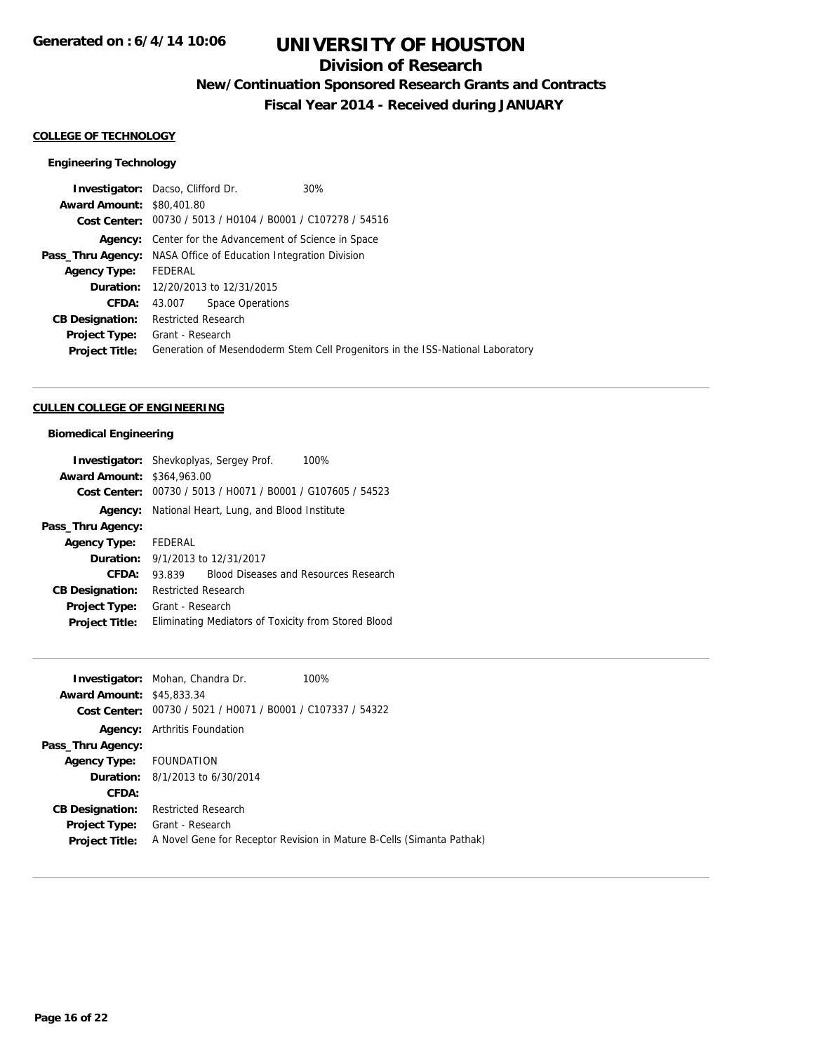# UNIVERSITY OF HOUSTON

## Division of Research

### New/Continuation Sponsored Research Grants and Contracts

### Fiscal Year 2014 - Received during JANUARY

Generated on : 6/4/14 10:06

**COLLEGE OF TECHNOLOGY**

**Engineering Technology**

**Investigator:** Dacso, Clifford Dr. 30%
**Award Amount:** $80,401.80
**Cost Center:** 00730 / 5013 / H0104 / B0001 / C107278 / 54516
**Agency:** Center for the Advancement of Science in Space
**Pass_Thru Agency:** NASA Office of Education Integration Division
**Agency Type:** FEDERAL
**Duration:** 12/20/2013 to 12/31/2015
**CFDA:** 43.007 Space Operations
**CB Designation:** Restricted Research
**Project Type:** Grant - Research
**Project Title:** Generation of Mesendoderm Stem Cell Progenitors in the ISS-National Laboratory

---

**CULLEN COLLEGE OF ENGINEERING**

**Biomedical Engineering**

**Investigator:** Shevkoplyas, Sergey Prof. 100%
**Award Amount:** $364,963.00
**Cost Center:** 00730 / 5013 / H0071 / B0001 / G107605 / 54523
**Agency:** National Heart, Lung, and Blood Institute
**Pass_Thru Agency:**
**Agency Type:** FEDERAL
**Duration:** 9/1/2013 to 12/31/2017
**CFDA:** 93.839 Blood Diseases and Resources Research
**CB Designation:** Restricted Research
**Project Type:** Grant - Research
**Project Title:** Eliminating Mediators of Toxicity from Stored Blood

---

**Investigator:** Mohan, Chandra Dr. 100%
**Award Amount:** $45,833.34
**Cost Center:** 00730 / 5021 / H0071 / B0001 / C107337 / 54322
**Agency:** Arthritis Foundation
**Pass_Thru Agency:**
**Agency Type:** FOUNDATION
**Duration:** 8/1/2013 to 6/30/2014
**CFDA:**
**CB Designation:** Restricted Research
**Project Type:** Grant - Research
**Project Title:** A Novel Gene for Receptor Revision in Mature B-Cells (Simanta Pathak)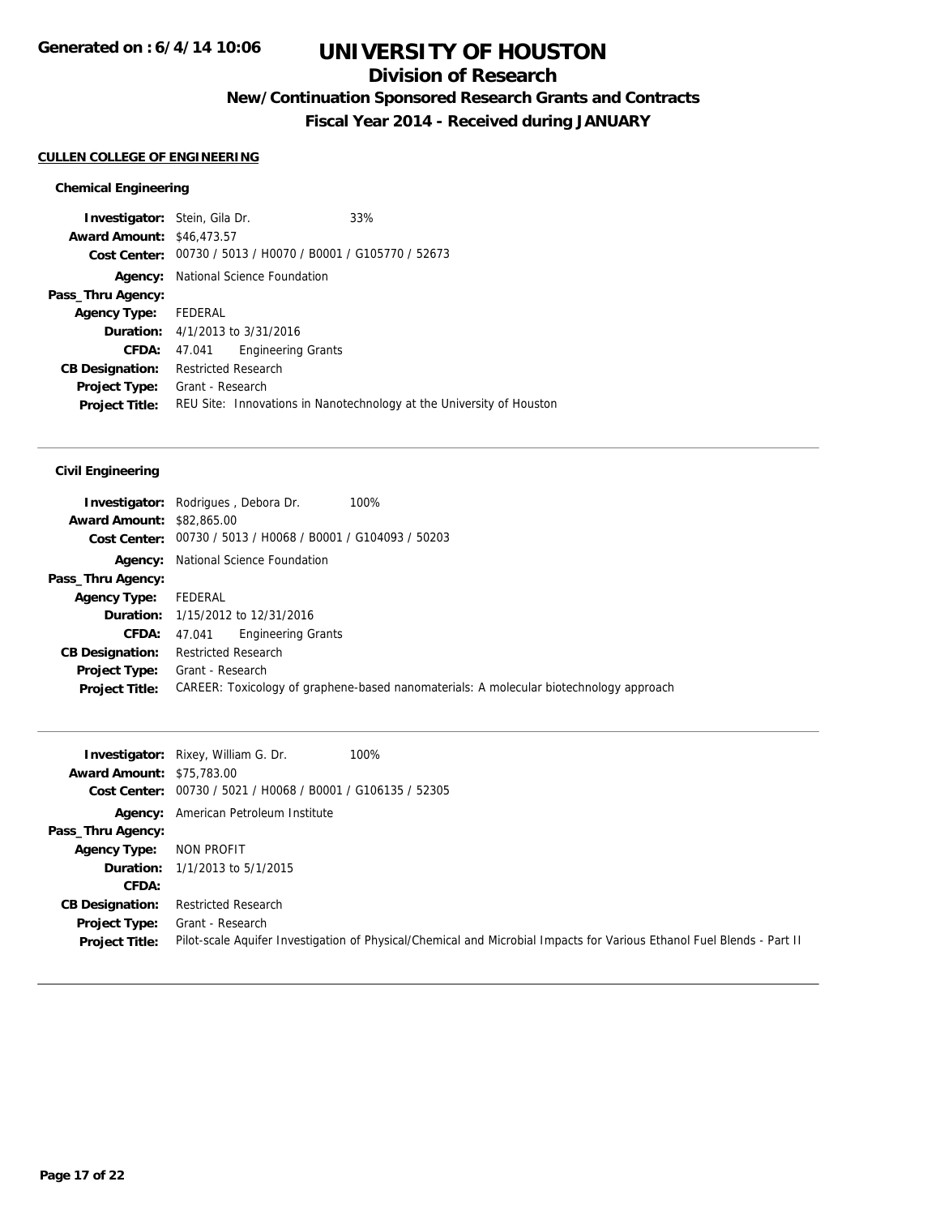# UNIVERSITY OF HOUSTON

## Division of Research

### New/Continuation Sponsored Research Grants and Contracts

### Fiscal Year 2014 - Received during JANUARY

**CULLEN COLLEGE OF ENGINEERING**

#### Chemical Engineering

**Investigator:** Stein, Gila Dr. 33%
**Award Amount:** $46,473.57
**Cost Center:** 00730 / 5013 / H0070 / B0001 / G105770 / 52673
**Agency:** National Science Foundation
**Pass_Thru Agency:**
**Agency Type:** FEDERAL
**Duration:** 4/1/2013 to 3/31/2016
**CFDA:** 47.041 Engineering Grants
**CB Designation:** Restricted Research
**Project Type:** Grant - Research
**Project Title:** REU Site: Innovations in Nanotechnology at the University of Houston

---

#### Civil Engineering

**Investigator:** Rodrigues , Debora Dr. 100%
**Award Amount:** $82,865.00
**Cost Center:** 00730 / 5013 / H0068 / B0001 / G104093 / 50203
**Agency:** National Science Foundation
**Pass_Thru Agency:**
**Agency Type:** FEDERAL
**Duration:** 1/15/2012 to 12/31/2016
**CFDA:** 47.041 Engineering Grants
**CB Designation:** Restricted Research
**Project Type:** Grant - Research
**Project Title:** CAREER: Toxicology of graphene-based nanomaterials: A molecular biotechnology approach

---

**Investigator:** Rixey, William G. Dr. 100%
**Award Amount:** $75,783.00
**Cost Center:** 00730 / 5021 / H0068 / B0001 / G106135 / 52305
**Agency:** American Petroleum Institute
**Pass_Thru Agency:**
**Agency Type:** NON PROFIT
**Duration:** 1/1/2013 to 5/1/2015
**CFDA:**
**CB Designation:** Restricted Research
**Project Type:** Grant - Research
**Project Title:** Pilot-scale Aquifer Investigation of Physical/Chemical and Microbial Impacts for Various Ethanol Fuel Blends - Part II

---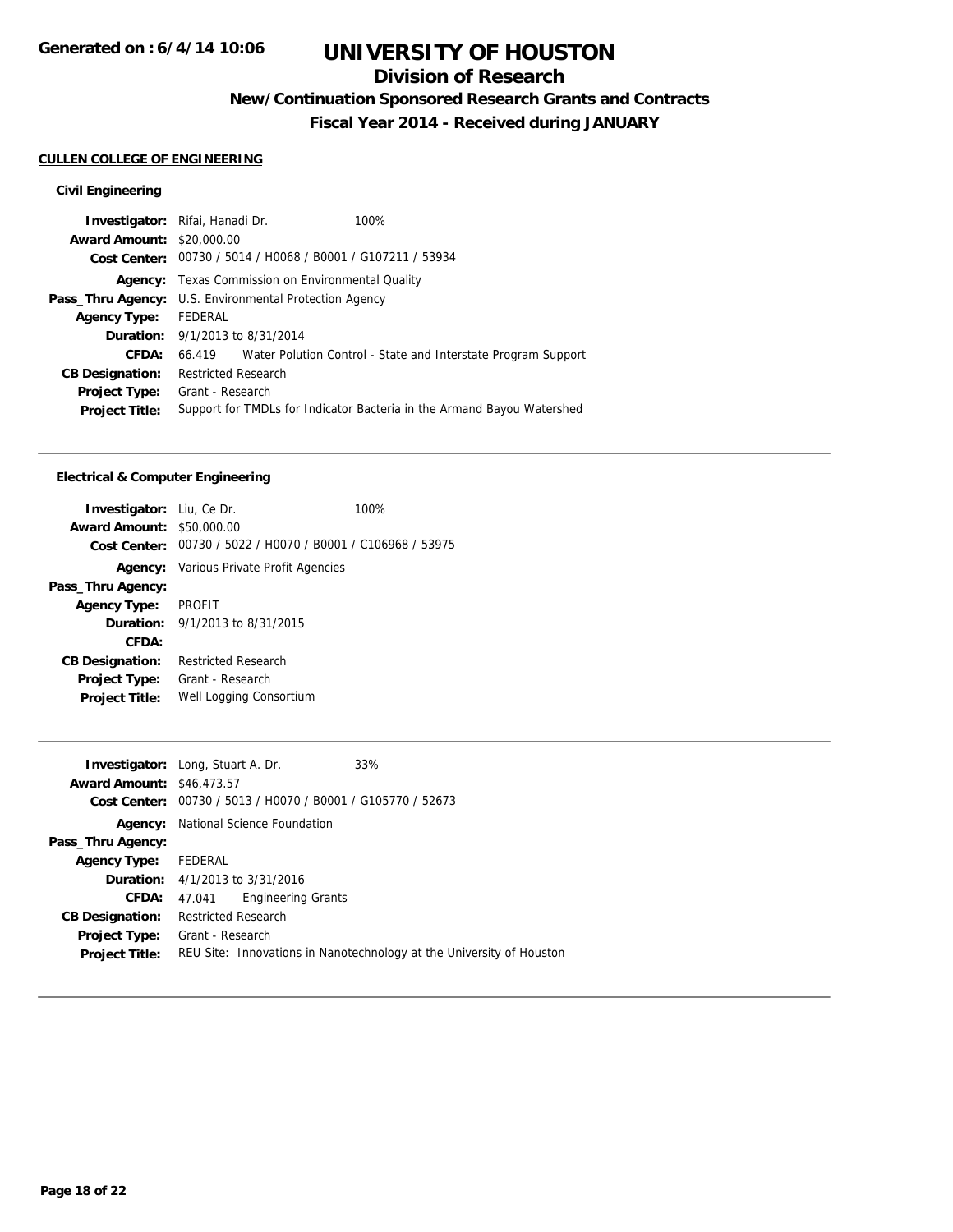# UNIVERSITY OF HOUSTON

## Division of Research

### New/Continuation Sponsored Research Grants and Contracts

### Fiscal Year 2014 - Received during JANUARY

**CULLEN COLLEGE OF ENGINEERING**

**Civil Engineering**

**Investigator:** Rifai, Hanadi Dr. 100%
**Award Amount:** $20,000.00
**Cost Center:** 00730 / 5014 / H0068 / B0001 / G107211 / 53934
**Agency:** Texas Commission on Environmental Quality
**Pass_Thru Agency:** U.S. Environmental Protection Agency
**Agency Type:** FEDERAL
**Duration:** 9/1/2013 to 8/31/2014
**CFDA:** 66.419 Water Polution Control - State and Interstate Program Support
**CB Designation:** Restricted Research
**Project Type:** Grant - Research
**Project Title:** Support for TMDLs for Indicator Bacteria in the Armand Bayou Watershed

---

**Electrical & Computer Engineering**

**Investigator:** Liu, Ce Dr. 100%
**Award Amount:** $50,000.00
**Cost Center:** 00730 / 5022 / H0070 / B0001 / C106968 / 53975
**Agency:** Various Private Profit Agencies
**Pass_Thru Agency:**
**Agency Type:** PROFIT
**Duration:** 9/1/2013 to 8/31/2015
**CFDA:**
**CB Designation:** Restricted Research
**Project Type:** Grant - Research
**Project Title:** Well Logging Consortium

---

**Investigator:** Long, Stuart A. Dr. 33%
**Award Amount:** $46,473.57
**Cost Center:** 00730 / 5013 / H0070 / B0001 / G105770 / 52673
**Agency:** National Science Foundation
**Pass_Thru Agency:**
**Agency Type:** FEDERAL
**Duration:** 4/1/2013 to 3/31/2016
**CFDA:** 47.041 Engineering Grants
**CB Designation:** Restricted Research
**Project Type:** Grant - Research
**Project Title:** REU Site: Innovations in Nanotechnology at the University of Houston

---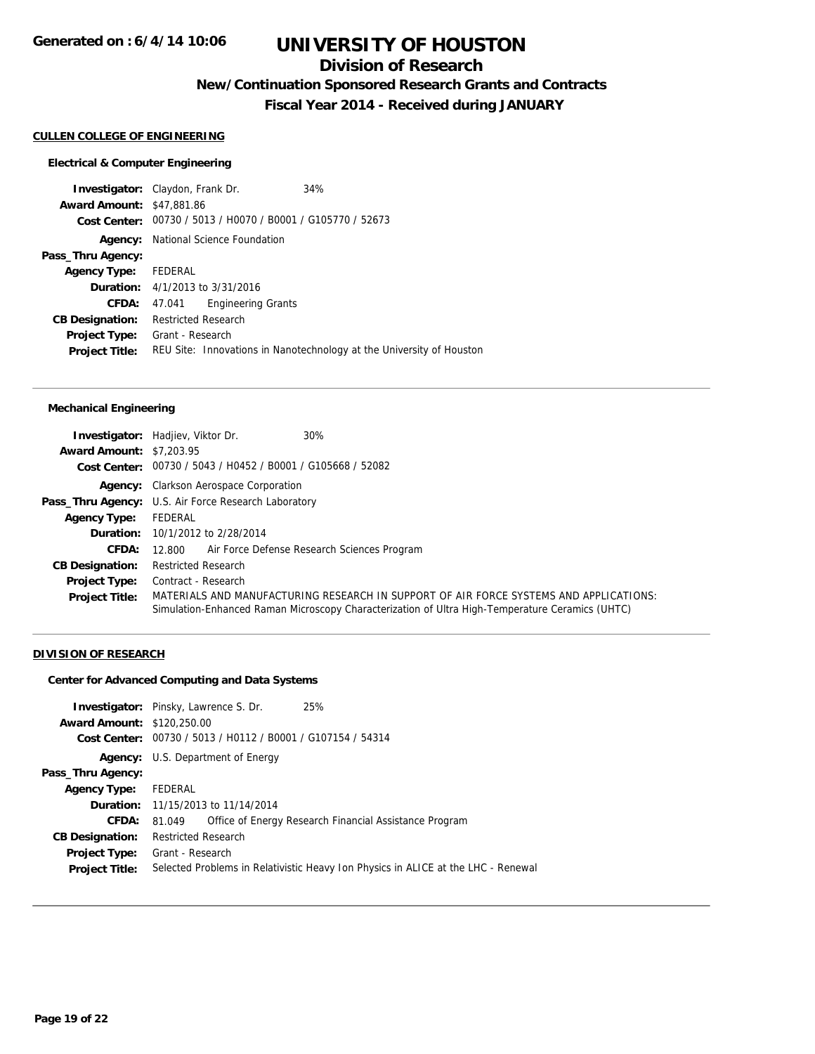# UNIVERSITY OF HOUSTON

## Division of Research

### New/Continuation Sponsored Research Grants and Contracts

### Fiscal Year 2014 - Received during JANUARY

Generated on : 6/4/14 10:06

**CULLEN COLLEGE OF ENGINEERING**

**Electrical & Computer Engineering**

**Investigator:** Claydon, Frank Dr. 34%
**Award Amount:** $47,881.86
**Cost Center:** 00730 / 5013 / H0070 / B0001 / G105770 / 52673
**Agency:** National Science Foundation
**Pass_Thru Agency:**
**Agency Type:** FEDERAL
**Duration:** 4/1/2013 to 3/31/2016
**CFDA:** 47.041 Engineering Grants
**CB Designation:** Restricted Research
**Project Type:** Grant - Research
**Project Title:** REU Site: Innovations in Nanotechnology at the University of Houston

---

**Mechanical Engineering**

**Investigator:** Hadjiev, Viktor Dr. 30%
**Award Amount:** $7,203.95
**Cost Center:** 00730 / 5043 / H0452 / B0001 / G105668 / 52082
**Agency:** Clarkson Aerospace Corporation
**Pass_Thru Agency:** U.S. Air Force Research Laboratory
**Agency Type:** FEDERAL
**Duration:** 10/1/2012 to 2/28/2014
**CFDA:** 12.800 Air Force Defense Research Sciences Program
**CB Designation:** Restricted Research
**Project Type:** Contract - Research
**Project Title:** MATERIALS AND MANUFACTURING RESEARCH IN SUPPORT OF AIR FORCE SYSTEMS AND APPLICATIONS: Simulation-Enhanced Raman Microscopy Characterization of Ultra High-Temperature Ceramics (UHTC)

---

**DIVISION OF RESEARCH**

**Center for Advanced Computing and Data Systems**

**Investigator:** Pinsky, Lawrence S. Dr. 25%
**Award Amount:** $120,250.00
**Cost Center:** 00730 / 5013 / H0112 / B0001 / G107154 / 54314
**Agency:** U.S. Department of Energy
**Pass_Thru Agency:**
**Agency Type:** FEDERAL
**Duration:** 11/15/2013 to 11/14/2014
**CFDA:** 81.049 Office of Energy Research Financial Assistance Program
**CB Designation:** Restricted Research
**Project Type:** Grant - Research
**Project Title:** Selected Problems in Relativistic Heavy Ion Physics in ALICE at the LHC - Renewal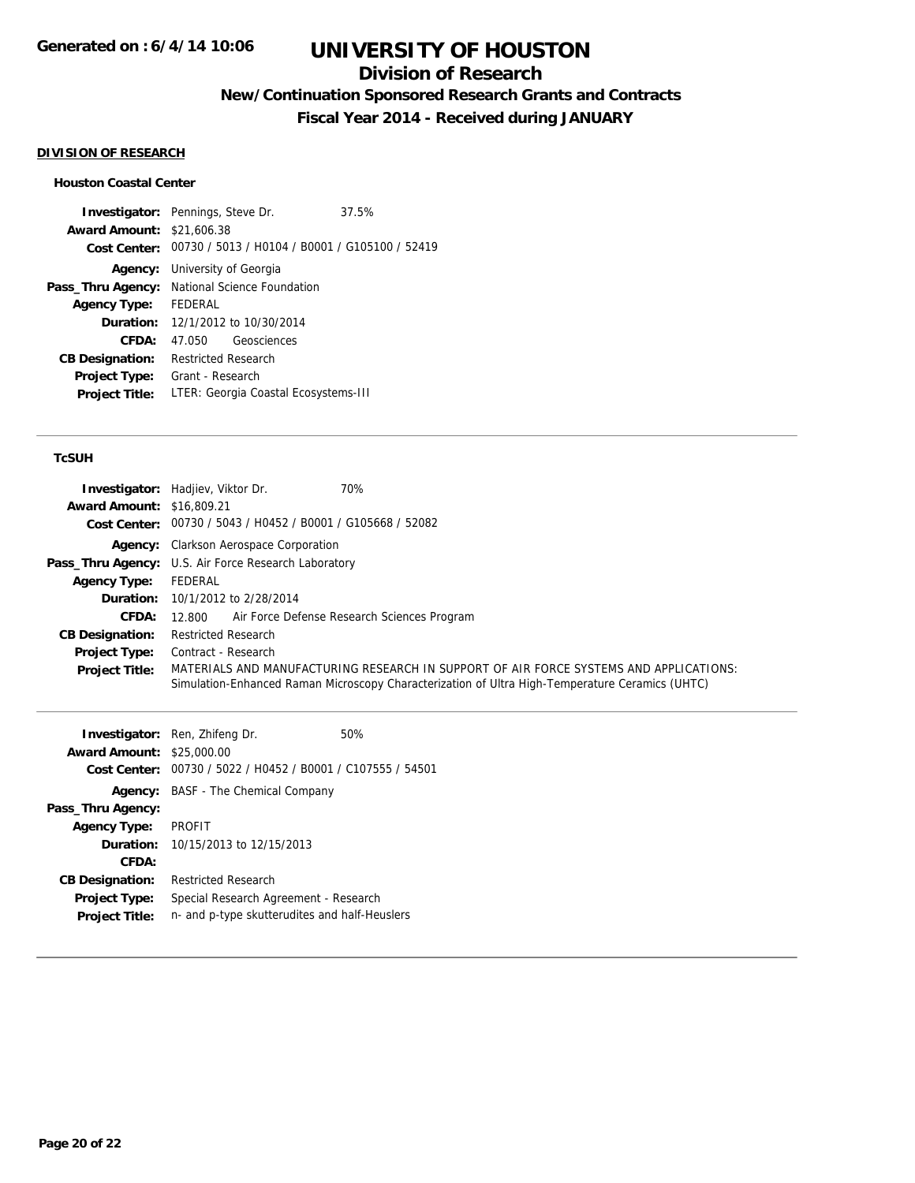# UNIVERSITY OF HOUSTON

## Division of Research

### New/Continuation Sponsored Research Grants and Contracts

### Fiscal Year 2014 - Received during JANUARY

**DIVISION OF RESEARCH**

**Houston Coastal Center**

**Investigator:** Pennings, Steve Dr. 37.5%
**Award Amount:** $21,606.38
**Cost Center:** 00730 / 5013 / H0104 / B0001 / G105100 / 52419
**Agency:** University of Georgia
**Pass_Thru Agency:** National Science Foundation
**Agency Type:** FEDERAL
**Duration:** 12/1/2012 to 10/30/2014
**CFDA:** 47.050 Geosciences
**CB Designation:** Restricted Research
**Project Type:** Grant - Research
**Project Title:** LTER: Georgia Coastal Ecosystems-III

---

**TcSUH**

**Investigator:** Hadjiev, Viktor Dr. 70%
**Award Amount:** $16,809.21
**Cost Center:** 00730 / 5043 / H0452 / B0001 / G105668 / 52082
**Agency:** Clarkson Aerospace Corporation
**Pass_Thru Agency:** U.S. Air Force Research Laboratory
**Agency Type:** FEDERAL
**Duration:** 10/1/2012 to 2/28/2014
**CFDA:** 12.800 Air Force Defense Research Sciences Program
**CB Designation:** Restricted Research
**Project Type:** Contract - Research
**Project Title:** MATERIALS AND MANUFACTURING RESEARCH IN SUPPORT OF AIR FORCE SYSTEMS AND APPLICATIONS: Simulation-Enhanced Raman Microscopy Characterization of Ultra High-Temperature Ceramics (UHTC)

---

**Investigator:** Ren, Zhifeng Dr. 50%
**Award Amount:** $25,000.00
**Cost Center:** 00730 / 5022 / H0452 / B0001 / C107555 / 54501
**Agency:** BASF - The Chemical Company
**Pass_Thru Agency:**
**Agency Type:** PROFIT
**Duration:** 10/15/2013 to 12/15/2013
**CFDA:**
**CB Designation:** Restricted Research
**Project Type:** Special Research Agreement - Research
**Project Title:** n- and p-type skutterudites and half-Heuslers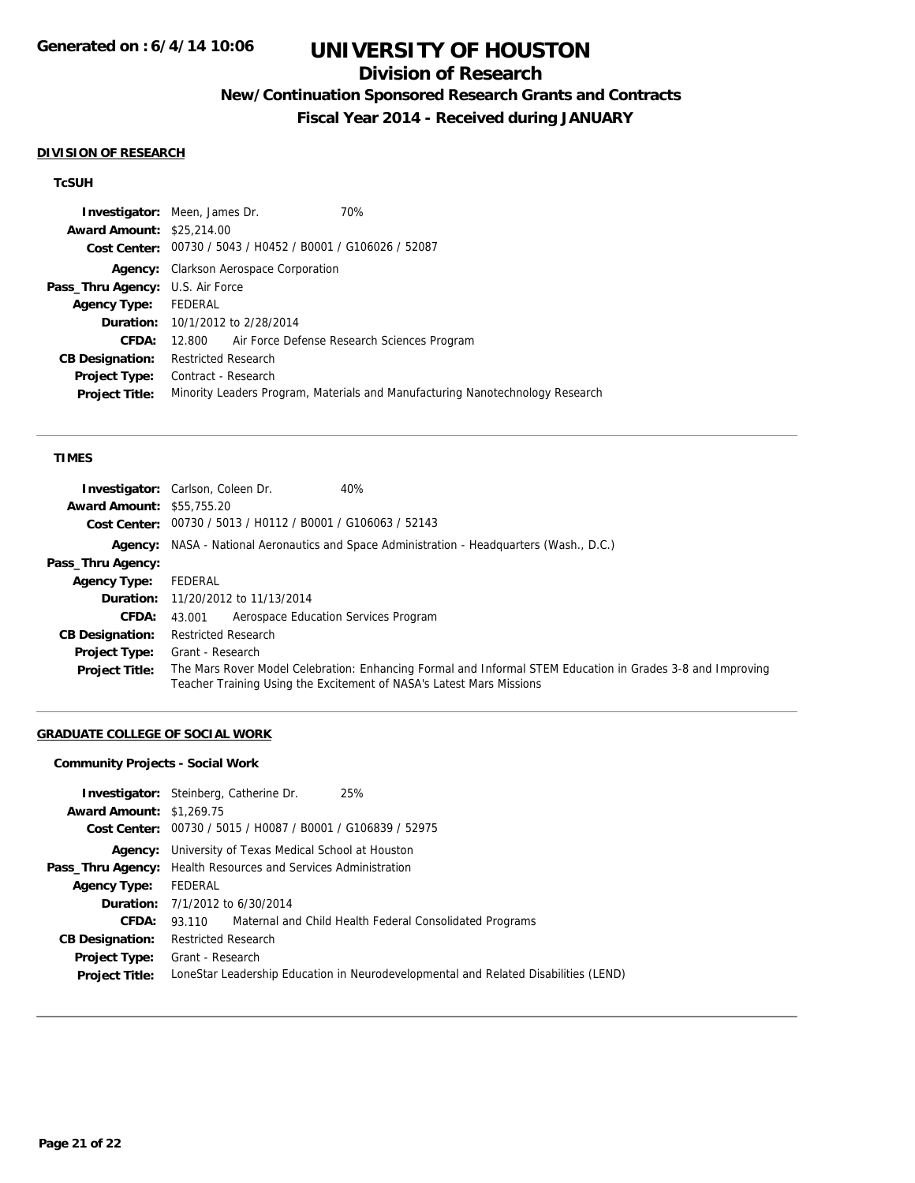**Generated on : 6/4/14 10:06**

# UNIVERSITY OF HOUSTON

## Division of Research

### New/Continuation Sponsored Research Grants and Contracts

### Fiscal Year 2014 - Received during JANUARY

**DIVISION OF RESEARCH**

**TcSUH**

**Investigator:** Meen, James Dr. 70%
**Award Amount:** $25,214.00
**Cost Center:** 00730 / 5043 / H0452 / B0001 / G106026 / 52087
**Agency:** Clarkson Aerospace Corporation
**Pass_Thru Agency:** U.S. Air Force
**Agency Type:** FEDERAL
**Duration:** 10/1/2012 to 2/28/2014
**CFDA:** 12.800 Air Force Defense Research Sciences Program
**CB Designation:** Restricted Research
**Project Type:** Contract - Research
**Project Title:** Minority Leaders Program, Materials and Manufacturing Nanotechnology Research

---

**TIMES**

**Investigator:** Carlson, Coleen Dr. 40%
**Award Amount:** $55,755.20
**Cost Center:** 00730 / 5013 / H0112 / B0001 / G106063 / 52143
**Agency:** NASA - National Aeronautics and Space Administration - Headquarters (Wash., D.C.)
**Pass_Thru Agency:**
**Agency Type:** FEDERAL
**Duration:** 11/20/2012 to 11/13/2014
**CFDA:** 43.001 Aerospace Education Services Program
**CB Designation:** Restricted Research
**Project Type:** Grant - Research
**Project Title:** The Mars Rover Model Celebration: Enhancing Formal and Informal STEM Education in Grades 3-8 and Improving Teacher Training Using the Excitement of NASA's Latest Mars Missions

---

**GRADUATE COLLEGE OF SOCIAL WORK**

**Community Projects - Social Work**

**Investigator:** Steinberg, Catherine Dr. 25%
**Award Amount:** $1,269.75
**Cost Center:** 00730 / 5015 / H0087 / B0001 / G106839 / 52975
**Agency:** University of Texas Medical School at Houston
**Pass_Thru Agency:** Health Resources and Services Administration
**Agency Type:** FEDERAL
**Duration:** 7/1/2012 to 6/30/2014
**CFDA:** 93.110 Maternal and Child Health Federal Consolidated Programs
**CB Designation:** Restricted Research
**Project Type:** Grant - Research
**Project Title:** LoneStar Leadership Education in Neurodevelopmental and Related Disabilities (LEND)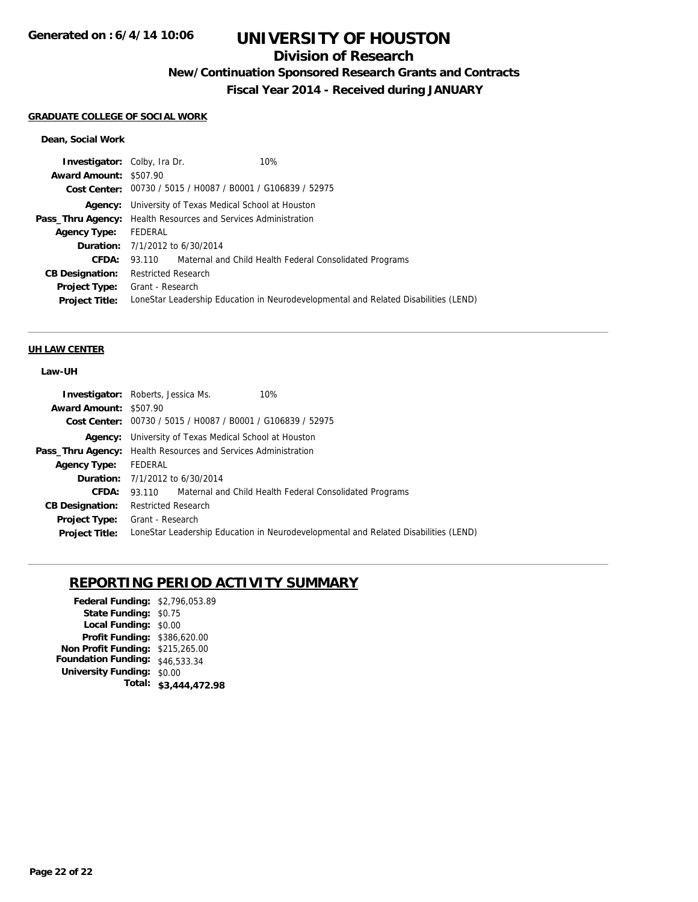**GRADUATE COLLEGE OF SOCIAL WORK**

**Dean, Social Work**

| | |
|---|---|
| **Investigator:** | Colby, Ira Dr. 10% |
| **Award Amount:** | $507.90 |
| **Cost Center:** | 00730 / 5015 / H0087 / B0001 / G106839 / 52975 |
| **Agency:** | University of Texas Medical School at Houston |
| **Pass_Thru Agency:** | Health Resources and Services Administration |
| **Agency Type:** | FEDERAL |
| **Duration:** | 7/1/2012 to 6/30/2014 |
| **CFDA:** | 93.110 Maternal and Child Health Federal Consolidated Programs |
| **CB Designation:** | Restricted Research |
| **Project Type:** | Grant - Research |
| **Project Title:** | LoneStar Leadership Education in Neurodevelopmental and Related Disabilities (LEND) |

---

**UH LAW CENTER**

**Law-UH**

| | |
|---|---|
| **Investigator:** | Roberts, Jessica Ms. 10% |
| **Award Amount:** | $507.90 |
| **Cost Center:** | 00730 / 5015 / H0087 / B0001 / G106839 / 52975 |
| **Agency:** | University of Texas Medical School at Houston |
| **Pass_Thru Agency:** | Health Resources and Services Administration |
| **Agency Type:** | FEDERAL |
| **Duration:** | 7/1/2012 to 6/30/2014 |
| **CFDA:** | 93.110 Maternal and Child Health Federal Consolidated Programs |
| **CB Designation:** | Restricted Research |
| **Project Type:** | Grant - Research |
| **Project Title:** | LoneStar Leadership Education in Neurodevelopmental and Related Disabilities (LEND) |

---

## REPORTING PERIOD ACTIVITY SUMMARY

| | |
|---|---|
| **Federal Funding:** | $2,796,053.89 |
| **State Funding:** | $0.75 |
| **Local Funding:** | $0.00 |
| **Profit Funding:** | $386,620.00 |
| **Non Profit Funding:** | $215,265.00 |
| **Foundation Funding:** | $46,533.34 |
| **University Funding:** | $0.00 |
| **Total:** | **$3,444,472.98** |